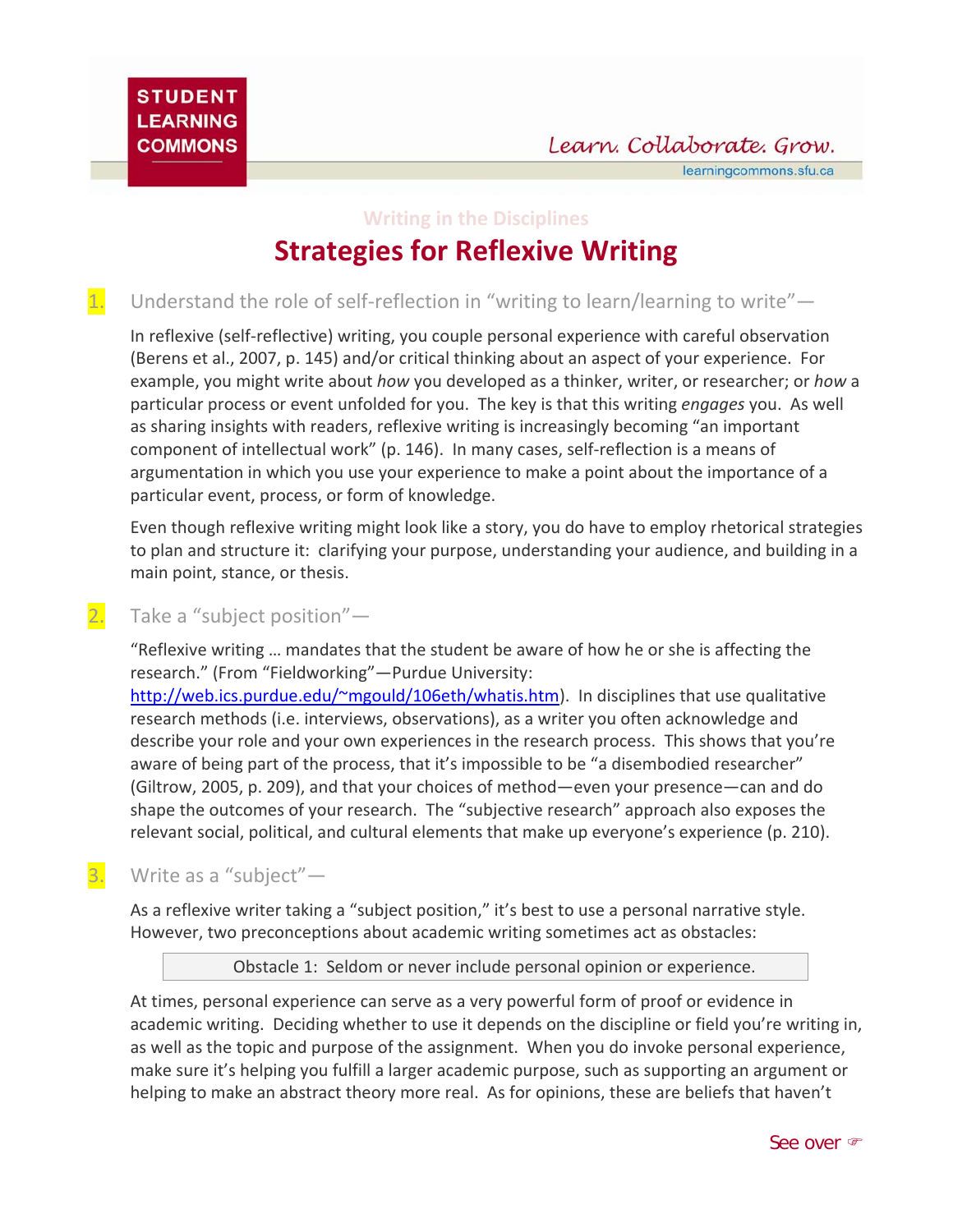STUDENT LEARNING COMMONS

Learn. Collaborate. Grow.

learningcommons.sfu.ca

Writing in the Disciplines

# Strategies for Reflexive Writing

1. Understand the role of self-reflection in "writing to learn/learning to write"—

In reflexive (self-reflective) writing, you couple personal experience with careful observation (Berens et al., 2007, p. 145) and/or critical thinking about an aspect of your experience. For example, you might write about *how* you developed as a thinker, writer, or researcher; or *how* a particular process or event unfolded for you. The key is that this writing *engages* you. As well as sharing insights with readers, reflexive writing is increasingly becoming "an important component of intellectual work" (p. 146). In many cases, self-reflection is a means of argumentation in which you use your experience to make a point about the importance of a particular event, process, or form of knowledge.

Even though reflexive writing might look like a story, you do have to employ rhetorical strategies to plan and structure it: clarifying your purpose, understanding your audience, and building in a main point, stance, or thesis.

2. Take a "subject position"—

"Reflexive writing … mandates that the student be aware of how he or she is affecting the research." (From "Fieldworking"—Purdue University: [http://web.ics.purdue.edu/~mgould/106eth/whatis.htm](http://web.ics.purdue.edu/~mgould/106eth/whatis.htm)). In disciplines that use qualitative research methods (i.e. interviews, observations), as a writer you often acknowledge and describe your role and your own experiences in the research process. This shows that you're aware of being part of the process, that it's impossible to be "a disembodied researcher" (Giltrow, 2005, p. 209), and that your choices of method—even your presence—can and do shape the outcomes of your research. The "subjective research" approach also exposes the relevant social, political, and cultural elements that make up everyone's experience (p. 210).

3. Write as a "subject"—

As a reflexive writer taking a "subject position," it's best to use a personal narrative style. However, two preconceptions about academic writing sometimes act as obstacles:

| Obstacle 1: Seldom or never include personal opinion or experience. |
|---|

At times, personal experience can serve as a very powerful form of proof or evidence in academic writing. Deciding whether to use it depends on the discipline or field you're writing in, as well as the topic and purpose of the assignment. When you do invoke personal experience, make sure it's helping you fulfill a larger academic purpose, such as supporting an argument or helping to make an abstract theory more real. As for opinions, these are beliefs that haven't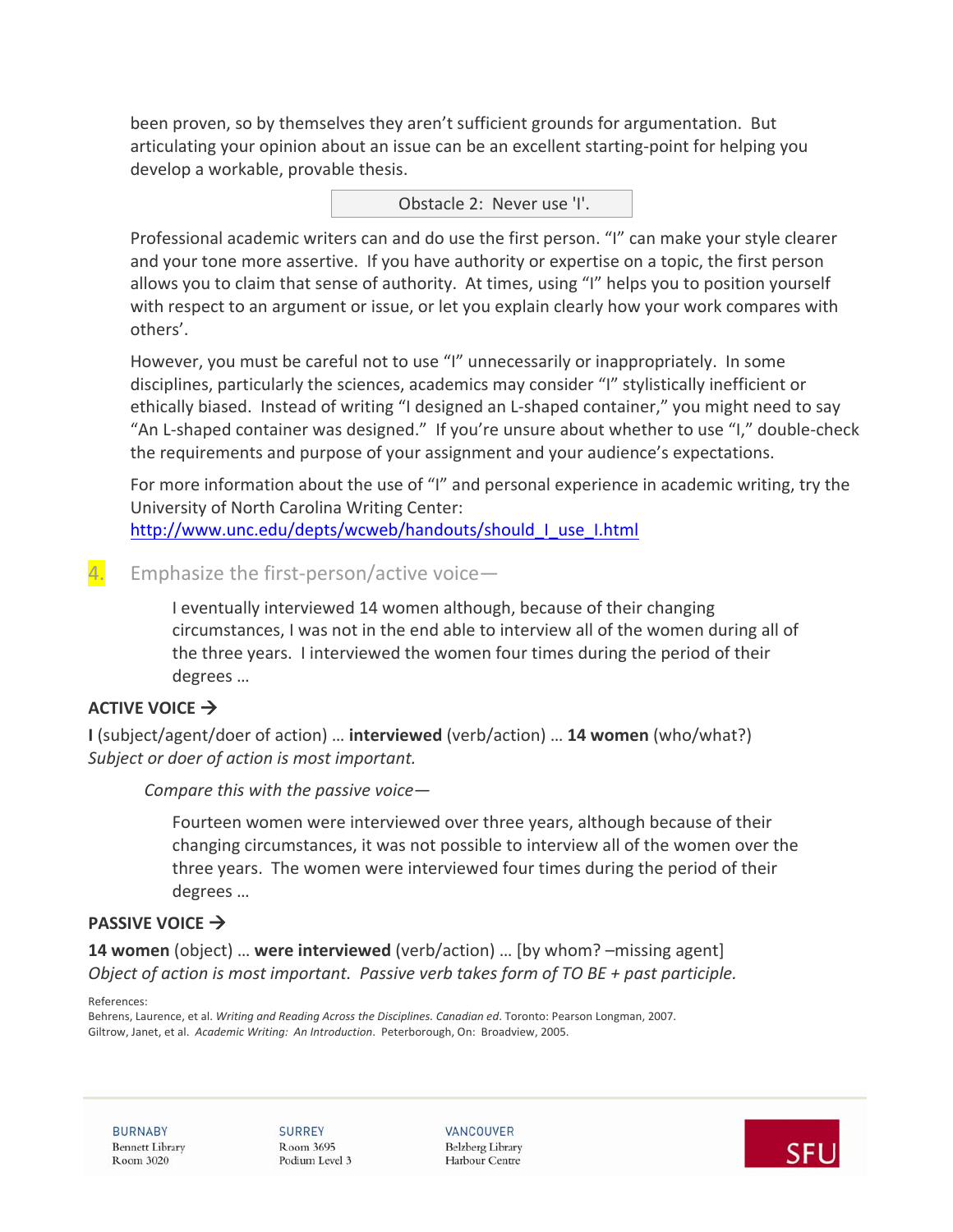been proven, so by themselves they aren't sufficient grounds for argumentation. But articulating your opinion about an issue can be an excellent starting-point for helping you develop a workable, provable thesis.

Obstacle 2: Never use 'I'.

Professional academic writers can and do use the first person. "I" can make your style clearer and your tone more assertive. If you have authority or expertise on a topic, the first person allows you to claim that sense of authority. At times, using "I" helps you to position yourself with respect to an argument or issue, or let you explain clearly how your work compares with others'.

However, you must be careful not to use "I" unnecessarily or inappropriately. In some disciplines, particularly the sciences, academics may consider "I" stylistically inefficient or ethically biased. Instead of writing "I designed an L-shaped container," you might need to say "An L-shaped container was designed." If you're unsure about whether to use "I," double-check the requirements and purpose of your assignment and your audience's expectations.

For more information about the use of "I" and personal experience in academic writing, try the University of North Carolina Writing Center:
http://www.unc.edu/depts/wcweb/handouts/should_I_use_I.html

## 4. Emphasize the first-person/active voice—

> I eventually interviewed 14 women although, because of their changing circumstances, I was not in the end able to interview all of the women during all of the three years. I interviewed the women four times during the period of their degrees …

**ACTIVE VOICE →**

**I** (subject/agent/doer of action) … **interviewed** (verb/action) … **14 women** (who/what?)
*Subject or doer of action is most important.*

*Compare this with the passive voice—*

> Fourteen women were interviewed over three years, although because of their changing circumstances, it was not possible to interview all of the women over the three years. The women were interviewed four times during the period of their degrees …

**PASSIVE VOICE →**

**14 women** (object) … **were interviewed** (verb/action) … [by whom? –missing agent]
*Object of action is most important. Passive verb takes form of TO BE + past participle.*

References:
Behrens, Laurence, et al. *Writing and Reading Across the Disciplines. Canadian ed*. Toronto: Pearson Longman, 2007.
Giltrow, Janet, et al. *Academic Writing: An Introduction*. Peterborough, On: Broadview, 2005.

BURNABY
Bennett Library
Room 3020

SURREY
Room 3695
Podium Level 3

VANCOUVER
Belzberg Library
Harbour Centre

SFU